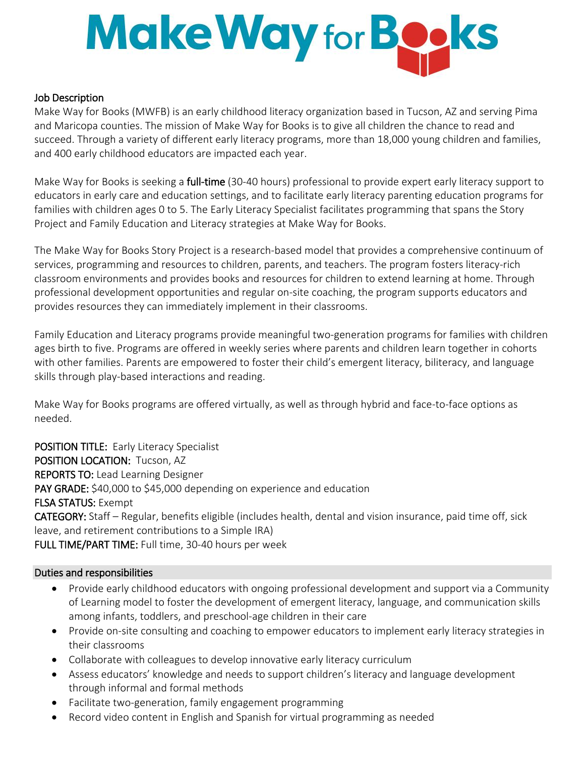# Make Way for Books

## Job Description

Make Way for Books (MWFB) is an early childhood literacy organization based in Tucson, AZ and serving Pima and Maricopa counties. The mission of Make Way for Books is to give all children the chance to read and succeed. Through a variety of different early literacy programs, more than 18,000 young children and families, and 400 early childhood educators are impacted each year.

Make Way for Books is seeking a **full-time** (30-40 hours) professional to provide expert early literacy support to educators in early care and education settings, and to facilitate early literacy parenting education programs for families with children ages 0 to 5. The Early Literacy Specialist facilitates programming that spans the Story Project and Family Education and Literacy strategies at Make Way for Books.

The Make Way for Books Story Project is a research-based model that provides a comprehensive continuum of services, programming and resources to children, parents, and teachers. The program fosters literacy-rich classroom environments and provides books and resources for children to extend learning at home. Through professional development opportunities and regular on-site coaching, the program supports educators and provides resources they can immediately implement in their classrooms.

Family Education and Literacy programs provide meaningful two-generation programs for families with children ages birth to five. Programs are offered in weekly series where parents and children learn together in cohorts with other families. Parents are empowered to foster their child's emergent literacy, biliteracy, and language skills through play-based interactions and reading.

Make Way for Books programs are offered virtually, as well as through hybrid and face-to-face options as needed.

**POSITION TITLE:** Early Literacy Specialist
**POSITION LOCATION:** Tucson, AZ
**REPORTS TO:** Lead Learning Designer
**PAY GRADE:** $40,000 to $45,000 depending on experience and education
**FLSA STATUS:** Exempt
**CATEGORY:** Staff – Regular, benefits eligible (includes health, dental and vision insurance, paid time off, sick leave, and retirement contributions to a Simple IRA)
**FULL TIME/PART TIME:** Full time, 30-40 hours per week

## Duties and responsibilities

- Provide early childhood educators with ongoing professional development and support via a Community of Learning model to foster the development of emergent literacy, language, and communication skills among infants, toddlers, and preschool-age children in their care
- Provide on-site consulting and coaching to empower educators to implement early literacy strategies in their classrooms
- Collaborate with colleagues to develop innovative early literacy curriculum
- Assess educators' knowledge and needs to support children's literacy and language development through informal and formal methods
- Facilitate two-generation, family engagement programming
- Record video content in English and Spanish for virtual programming as needed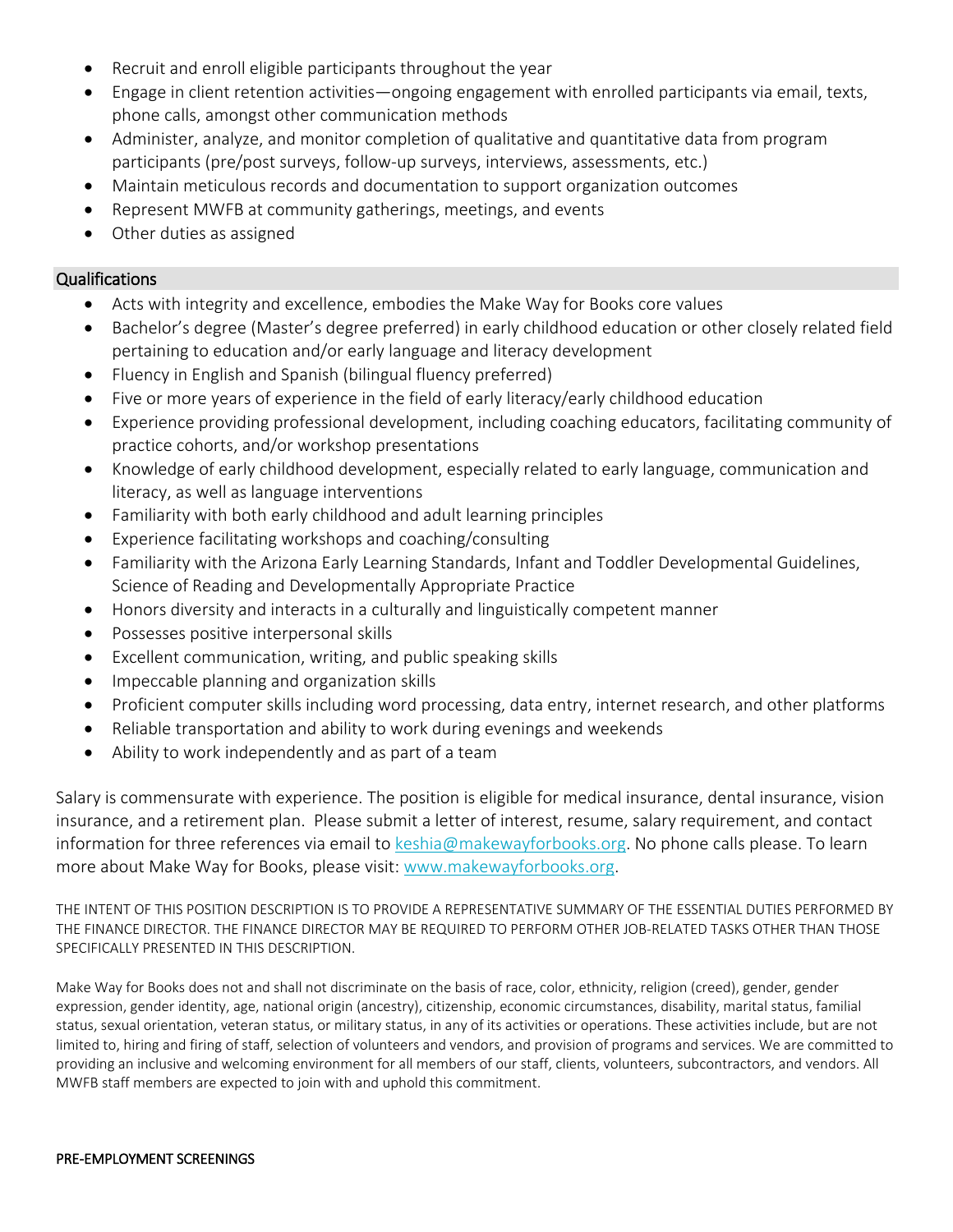- Recruit and enroll eligible participants throughout the year
- Engage in client retention activities—ongoing engagement with enrolled participants via email, texts, phone calls, amongst other communication methods
- Administer, analyze, and monitor completion of qualitative and quantitative data from program participants (pre/post surveys, follow-up surveys, interviews, assessments, etc.)
- Maintain meticulous records and documentation to support organization outcomes
- Represent MWFB at community gatherings, meetings, and events
- Other duties as assigned

## Qualifications

- Acts with integrity and excellence, embodies the Make Way for Books core values
- Bachelor's degree (Master's degree preferred) in early childhood education or other closely related field pertaining to education and/or early language and literacy development
- Fluency in English and Spanish (bilingual fluency preferred)
- Five or more years of experience in the field of early literacy/early childhood education
- Experience providing professional development, including coaching educators, facilitating community of practice cohorts, and/or workshop presentations
- Knowledge of early childhood development, especially related to early language, communication and literacy, as well as language interventions
- Familiarity with both early childhood and adult learning principles
- Experience facilitating workshops and coaching/consulting
- Familiarity with the Arizona Early Learning Standards, Infant and Toddler Developmental Guidelines, Science of Reading and Developmentally Appropriate Practice
- Honors diversity and interacts in a culturally and linguistically competent manner
- Possesses positive interpersonal skills
- Excellent communication, writing, and public speaking skills
- Impeccable planning and organization skills
- Proficient computer skills including word processing, data entry, internet research, and other platforms
- Reliable transportation and ability to work during evenings and weekends
- Ability to work independently and as part of a team

Salary is commensurate with experience. The position is eligible for medical insurance, dental insurance, vision insurance, and a retirement plan. Please submit a letter of interest, resume, salary requirement, and contact information for three references via email to [keshia@makewayforbooks.org](mailto:keshia@makewayforbooks.org). No phone calls please. To learn more about Make Way for Books, please visit: [www.makewayforbooks.org](http://www.makewayforbooks.org).

THE INTENT OF THIS POSITION DESCRIPTION IS TO PROVIDE A REPRESENTATIVE SUMMARY OF THE ESSENTIAL DUTIES PERFORMED BY THE FINANCE DIRECTOR. THE FINANCE DIRECTOR MAY BE REQUIRED TO PERFORM OTHER JOB-RELATED TASKS OTHER THAN THOSE SPECIFICALLY PRESENTED IN THIS DESCRIPTION.

Make Way for Books does not and shall not discriminate on the basis of race, color, ethnicity, religion (creed), gender, gender expression, gender identity, age, national origin (ancestry), citizenship, economic circumstances, disability, marital status, familial status, sexual orientation, veteran status, or military status, in any of its activities or operations. These activities include, but are not limited to, hiring and firing of staff, selection of volunteers and vendors, and provision of programs and services. We are committed to providing an inclusive and welcoming environment for all members of our staff, clients, volunteers, subcontractors, and vendors. All MWFB staff members are expected to join with and uphold this commitment.

**PRE-EMPLOYMENT SCREENINGS**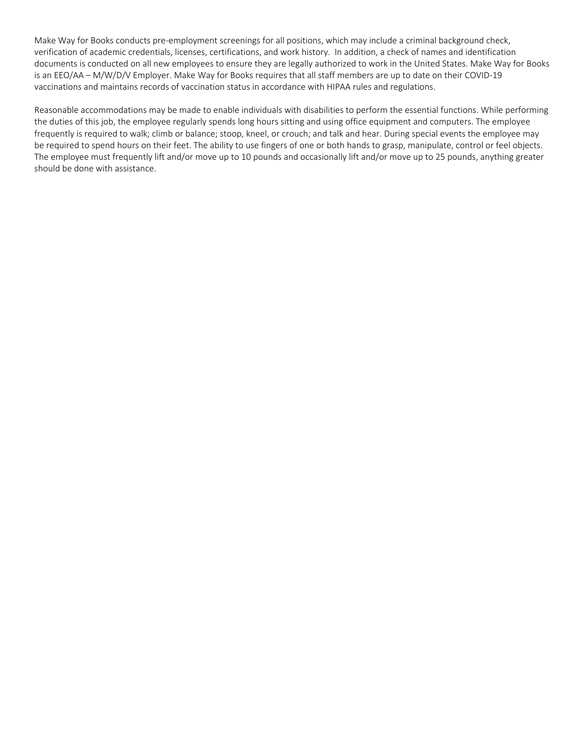Make Way for Books conducts pre-employment screenings for all positions, which may include a criminal background check, verification of academic credentials, licenses, certifications, and work history. In addition, a check of names and identification documents is conducted on all new employees to ensure they are legally authorized to work in the United States. Make Way for Books is an EEO/AA – M/W/D/V Employer. Make Way for Books requires that all staff members are up to date on their COVID-19 vaccinations and maintains records of vaccination status in accordance with HIPAA rules and regulations.

Reasonable accommodations may be made to enable individuals with disabilities to perform the essential functions. While performing the duties of this job, the employee regularly spends long hours sitting and using office equipment and computers. The employee frequently is required to walk; climb or balance; stoop, kneel, or crouch; and talk and hear. During special events the employee may be required to spend hours on their feet. The ability to use fingers of one or both hands to grasp, manipulate, control or feel objects. The employee must frequently lift and/or move up to 10 pounds and occasionally lift and/or move up to 25 pounds, anything greater should be done with assistance.